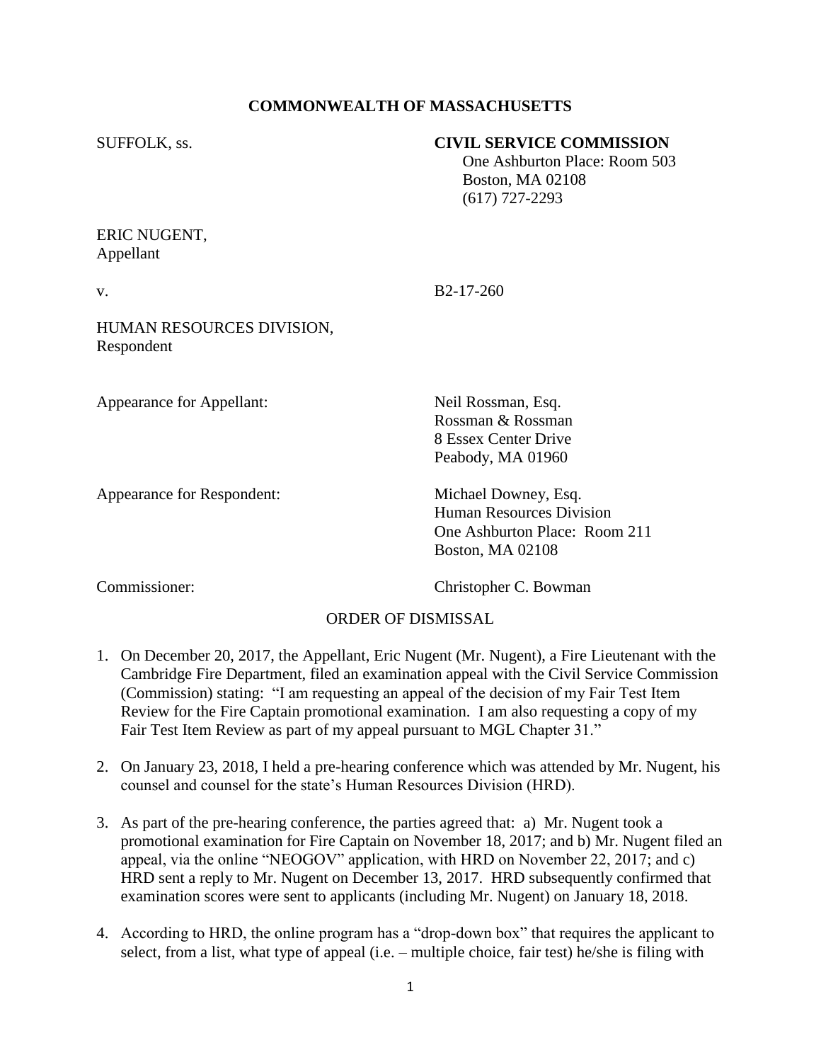**COMMONWEALTH OF MASSACHUSETTS**

SUFFOLK, ss.

**CIVIL SERVICE COMMISSION**
One Ashburton Place: Room 503
Boston, MA 02108
(617) 727-2293

ERIC NUGENT,
Appellant

v. B2-17-260

HUMAN RESOURCES DIVISION,
Respondent

Appearance for Appellant:
Neil Rossman, Esq.
Rossman & Rossman
8 Essex Center Drive
Peabody, MA 01960

Appearance for Respondent:
Michael Downey, Esq.
Human Resources Division
One Ashburton Place: Room 211
Boston, MA 02108

Commissioner: Christopher C. Bowman

ORDER OF DISMISSAL

1. On December 20, 2017, the Appellant, Eric Nugent (Mr. Nugent), a Fire Lieutenant with the Cambridge Fire Department, filed an examination appeal with the Civil Service Commission (Commission) stating: "I am requesting an appeal of the decision of my Fair Test Item Review for the Fire Captain promotional examination. I am also requesting a copy of my Fair Test Item Review as part of my appeal pursuant to MGL Chapter 31."

2. On January 23, 2018, I held a pre-hearing conference which was attended by Mr. Nugent, his counsel and counsel for the state's Human Resources Division (HRD).

3. As part of the pre-hearing conference, the parties agreed that: a) Mr. Nugent took a promotional examination for Fire Captain on November 18, 2017; and b) Mr. Nugent filed an appeal, via the online "NEOGOV" application, with HRD on November 22, 2017; and c) HRD sent a reply to Mr. Nugent on December 13, 2017. HRD subsequently confirmed that examination scores were sent to applicants (including Mr. Nugent) on January 18, 2018.

4. According to HRD, the online program has a "drop-down box" that requires the applicant to select, from a list, what type of appeal (i.e. – multiple choice, fair test) he/she is filing with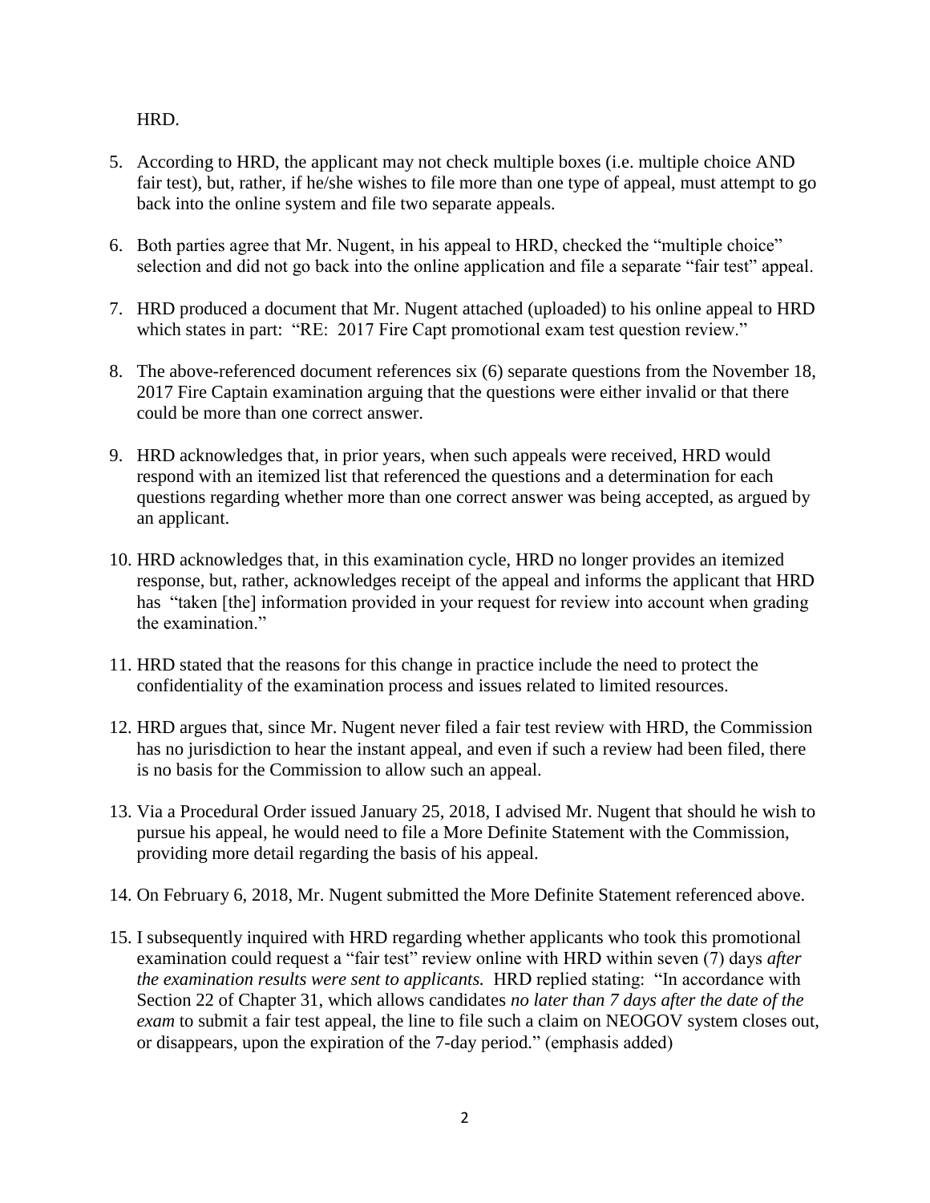HRD.

5. According to HRD, the applicant may not check multiple boxes (i.e. multiple choice AND fair test), but, rather, if he/she wishes to file more than one type of appeal, must attempt to go back into the online system and file two separate appeals.

6. Both parties agree that Mr. Nugent, in his appeal to HRD, checked the "multiple choice" selection and did not go back into the online application and file a separate "fair test" appeal.

7. HRD produced a document that Mr. Nugent attached (uploaded) to his online appeal to HRD which states in part: "RE: 2017 Fire Capt promotional exam test question review."

8. The above-referenced document references six (6) separate questions from the November 18, 2017 Fire Captain examination arguing that the questions were either invalid or that there could be more than one correct answer.

9. HRD acknowledges that, in prior years, when such appeals were received, HRD would respond with an itemized list that referenced the questions and a determination for each questions regarding whether more than one correct answer was being accepted, as argued by an applicant.

10. HRD acknowledges that, in this examination cycle, HRD no longer provides an itemized response, but, rather, acknowledges receipt of the appeal and informs the applicant that HRD has "taken [the] information provided in your request for review into account when grading the examination."

11. HRD stated that the reasons for this change in practice include the need to protect the confidentiality of the examination process and issues related to limited resources.

12. HRD argues that, since Mr. Nugent never filed a fair test review with HRD, the Commission has no jurisdiction to hear the instant appeal, and even if such a review had been filed, there is no basis for the Commission to allow such an appeal.

13. Via a Procedural Order issued January 25, 2018, I advised Mr. Nugent that should he wish to pursue his appeal, he would need to file a More Definite Statement with the Commission, providing more detail regarding the basis of his appeal.

14. On February 6, 2018, Mr. Nugent submitted the More Definite Statement referenced above.

15. I subsequently inquired with HRD regarding whether applicants who took this promotional examination could request a "fair test" review online with HRD within seven (7) days *after the examination results were sent to applicants.* HRD replied stating: "In accordance with Section 22 of Chapter 31, which allows candidates *no later than 7 days after the date of the exam* to submit a fair test appeal, the line to file such a claim on NEOGOV system closes out, or disappears, upon the expiration of the 7-day period." (emphasis added)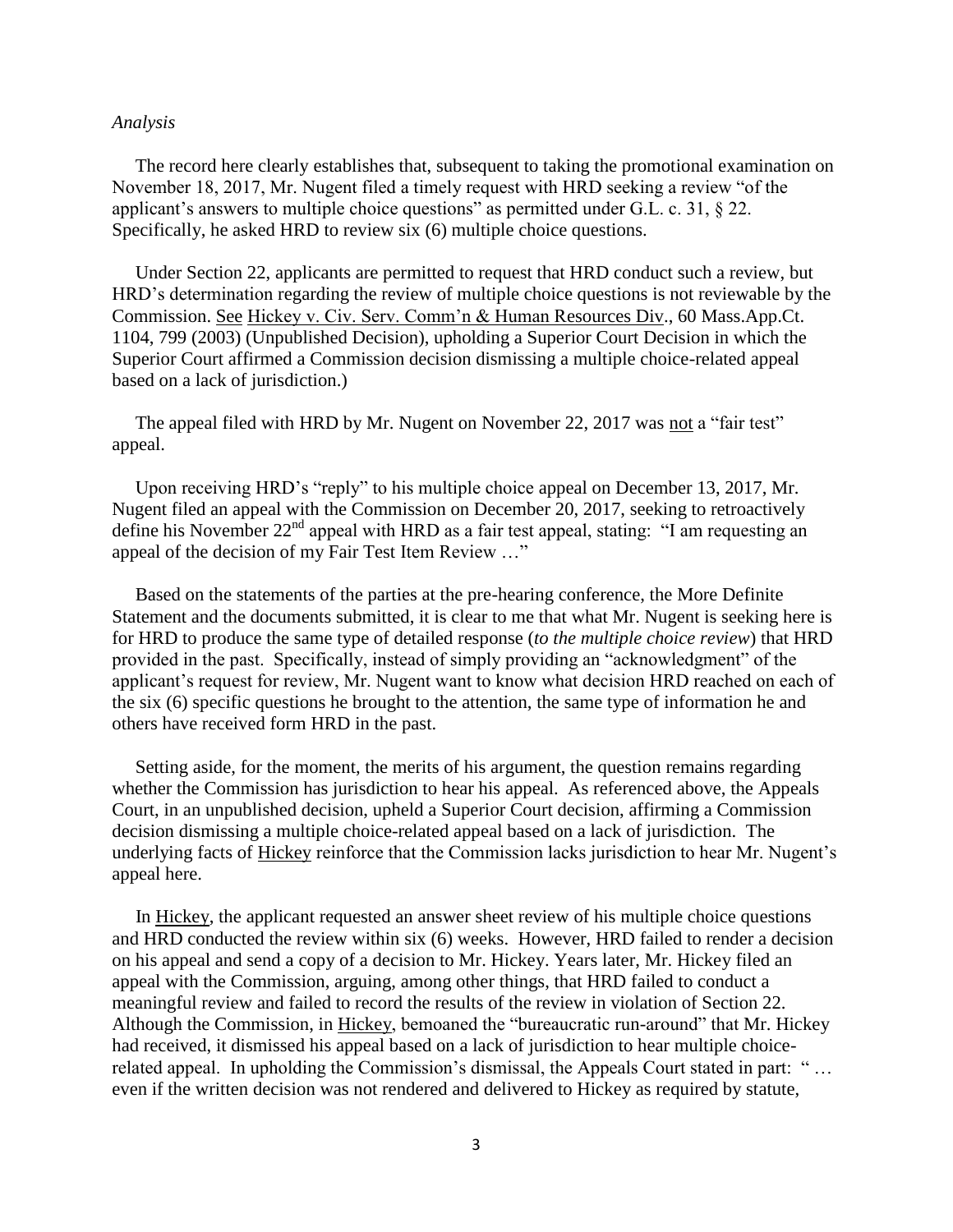*Analysis*

The record here clearly establishes that, subsequent to taking the promotional examination on November 18, 2017, Mr. Nugent filed a timely request with HRD seeking a review "of the applicant's answers to multiple choice questions" as permitted under G.L. c. 31, § 22. Specifically, he asked HRD to review six (6) multiple choice questions.

Under Section 22, applicants are permitted to request that HRD conduct such a review, but HRD's determination regarding the review of multiple choice questions is not reviewable by the Commission. See Hickey v. Civ. Serv. Comm'n & Human Resources Div., 60 Mass.App.Ct. 1104, 799 (2003) (Unpublished Decision), upholding a Superior Court Decision in which the Superior Court affirmed a Commission decision dismissing a multiple choice-related appeal based on a lack of jurisdiction.)

The appeal filed with HRD by Mr. Nugent on November 22, 2017 was not a "fair test" appeal.

Upon receiving HRD's "reply" to his multiple choice appeal on December 13, 2017, Mr. Nugent filed an appeal with the Commission on December 20, 2017, seeking to retroactively define his November 22nd appeal with HRD as a fair test appeal, stating: "I am requesting an appeal of the decision of my Fair Test Item Review …"

Based on the statements of the parties at the pre-hearing conference, the More Definite Statement and the documents submitted, it is clear to me that what Mr. Nugent is seeking here is for HRD to produce the same type of detailed response (*to the multiple choice review*) that HRD provided in the past. Specifically, instead of simply providing an "acknowledgment" of the applicant's request for review, Mr. Nugent want to know what decision HRD reached on each of the six (6) specific questions he brought to the attention, the same type of information he and others have received form HRD in the past.

Setting aside, for the moment, the merits of his argument, the question remains regarding whether the Commission has jurisdiction to hear his appeal. As referenced above, the Appeals Court, in an unpublished decision, upheld a Superior Court decision, affirming a Commission decision dismissing a multiple choice-related appeal based on a lack of jurisdiction. The underlying facts of Hickey reinforce that the Commission lacks jurisdiction to hear Mr. Nugent's appeal here.

In Hickey, the applicant requested an answer sheet review of his multiple choice questions and HRD conducted the review within six (6) weeks. However, HRD failed to render a decision on his appeal and send a copy of a decision to Mr. Hickey. Years later, Mr. Hickey filed an appeal with the Commission, arguing, among other things, that HRD failed to conduct a meaningful review and failed to record the results of the review in violation of Section 22. Although the Commission, in Hickey, bemoaned the "bureaucratic run-around" that Mr. Hickey had received, it dismissed his appeal based on a lack of jurisdiction to hear multiple choice-related appeal. In upholding the Commission's dismissal, the Appeals Court stated in part: " … even if the written decision was not rendered and delivered to Hickey as required by statute,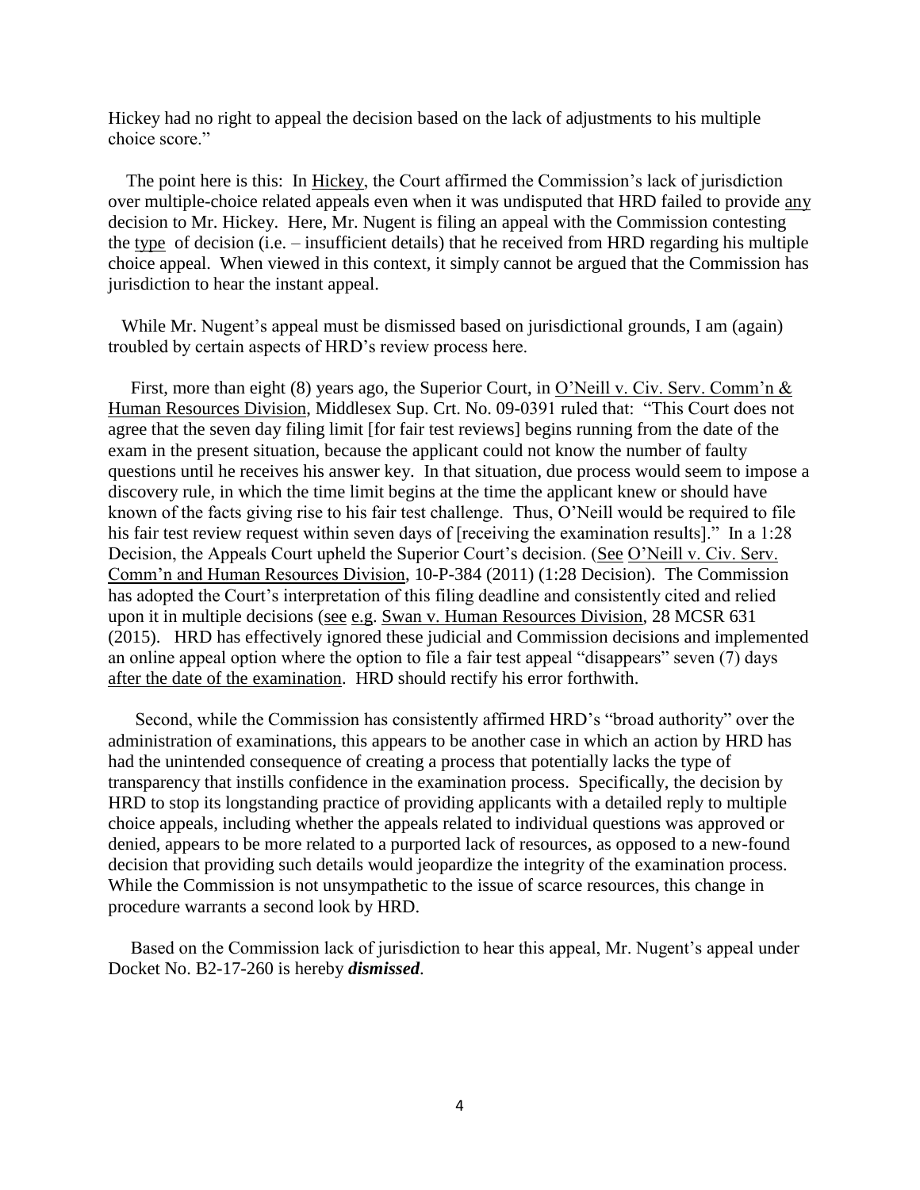Hickey had no right to appeal the decision based on the lack of adjustments to his multiple choice score."

The point here is this: In Hickey, the Court affirmed the Commission's lack of jurisdiction over multiple-choice related appeals even when it was undisputed that HRD failed to provide any decision to Mr. Hickey. Here, Mr. Nugent is filing an appeal with the Commission contesting the type of decision (i.e. – insufficient details) that he received from HRD regarding his multiple choice appeal. When viewed in this context, it simply cannot be argued that the Commission has jurisdiction to hear the instant appeal.

While Mr. Nugent's appeal must be dismissed based on jurisdictional grounds, I am (again) troubled by certain aspects of HRD's review process here.

First, more than eight (8) years ago, the Superior Court, in O'Neill v. Civ. Serv. Comm'n & Human Resources Division, Middlesex Sup. Crt. No. 09-0391 ruled that: "This Court does not agree that the seven day filing limit [for fair test reviews] begins running from the date of the exam in the present situation, because the applicant could not know the number of faulty questions until he receives his answer key. In that situation, due process would seem to impose a discovery rule, in which the time limit begins at the time the applicant knew or should have known of the facts giving rise to his fair test challenge. Thus, O'Neill would be required to file his fair test review request within seven days of [receiving the examination results]." In a 1:28 Decision, the Appeals Court upheld the Superior Court's decision. (See O'Neill v. Civ. Serv. Comm'n and Human Resources Division, 10-P-384 (2011) (1:28 Decision). The Commission has adopted the Court's interpretation of this filing deadline and consistently cited and relied upon it in multiple decisions (see e.g. Swan v. Human Resources Division, 28 MCSR 631 (2015). HRD has effectively ignored these judicial and Commission decisions and implemented an online appeal option where the option to file a fair test appeal "disappears" seven (7) days after the date of the examination. HRD should rectify his error forthwith.

Second, while the Commission has consistently affirmed HRD's "broad authority" over the administration of examinations, this appears to be another case in which an action by HRD has had the unintended consequence of creating a process that potentially lacks the type of transparency that instills confidence in the examination process. Specifically, the decision by HRD to stop its longstanding practice of providing applicants with a detailed reply to multiple choice appeals, including whether the appeals related to individual questions was approved or denied, appears to be more related to a purported lack of resources, as opposed to a new-found decision that providing such details would jeopardize the integrity of the examination process. While the Commission is not unsympathetic to the issue of scarce resources, this change in procedure warrants a second look by HRD.

Based on the Commission lack of jurisdiction to hear this appeal, Mr. Nugent's appeal under Docket No. B2-17-260 is hereby ***dismissed***.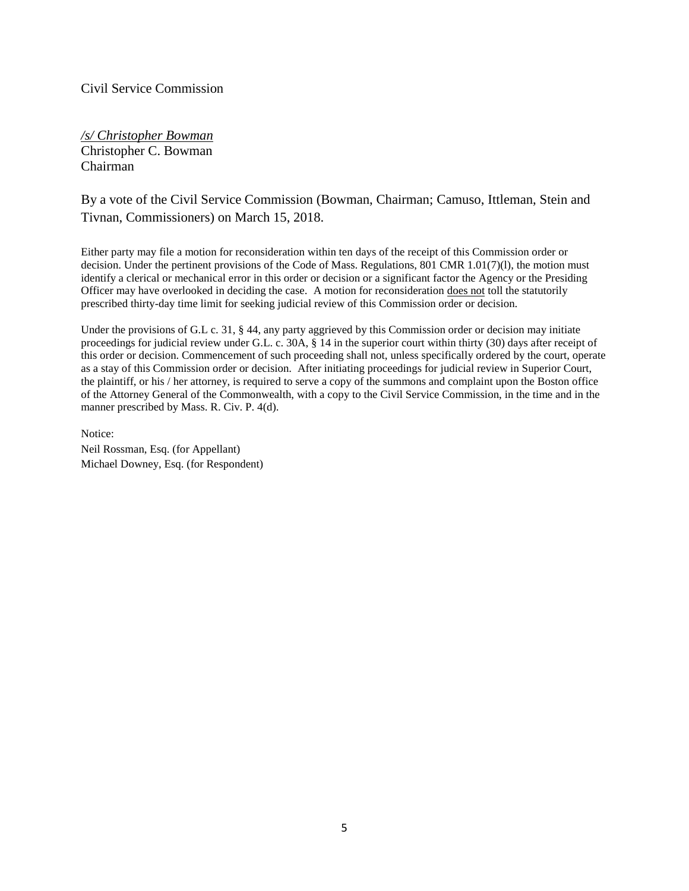Civil Service Commission

*/s/ Christopher Bowman*
Christopher C. Bowman
Chairman

By a vote of the Civil Service Commission (Bowman, Chairman; Camuso, Ittleman, Stein and Tivnan, Commissioners) on March 15, 2018.

Either party may file a motion for reconsideration within ten days of the receipt of this Commission order or decision. Under the pertinent provisions of the Code of Mass. Regulations, 801 CMR 1.01(7)(l), the motion must identify a clerical or mechanical error in this order or decision or a significant factor the Agency or the Presiding Officer may have overlooked in deciding the case. A motion for reconsideration does not toll the statutorily prescribed thirty-day time limit for seeking judicial review of this Commission order or decision.

Under the provisions of G.L c. 31, § 44, any party aggrieved by this Commission order or decision may initiate proceedings for judicial review under G.L. c. 30A, § 14 in the superior court within thirty (30) days after receipt of this order or decision. Commencement of such proceeding shall not, unless specifically ordered by the court, operate as a stay of this Commission order or decision. After initiating proceedings for judicial review in Superior Court, the plaintiff, or his / her attorney, is required to serve a copy of the summons and complaint upon the Boston office of the Attorney General of the Commonwealth, with a copy to the Civil Service Commission, in the time and in the manner prescribed by Mass. R. Civ. P. 4(d).

Notice:
Neil Rossman, Esq. (for Appellant)
Michael Downey, Esq. (for Respondent)